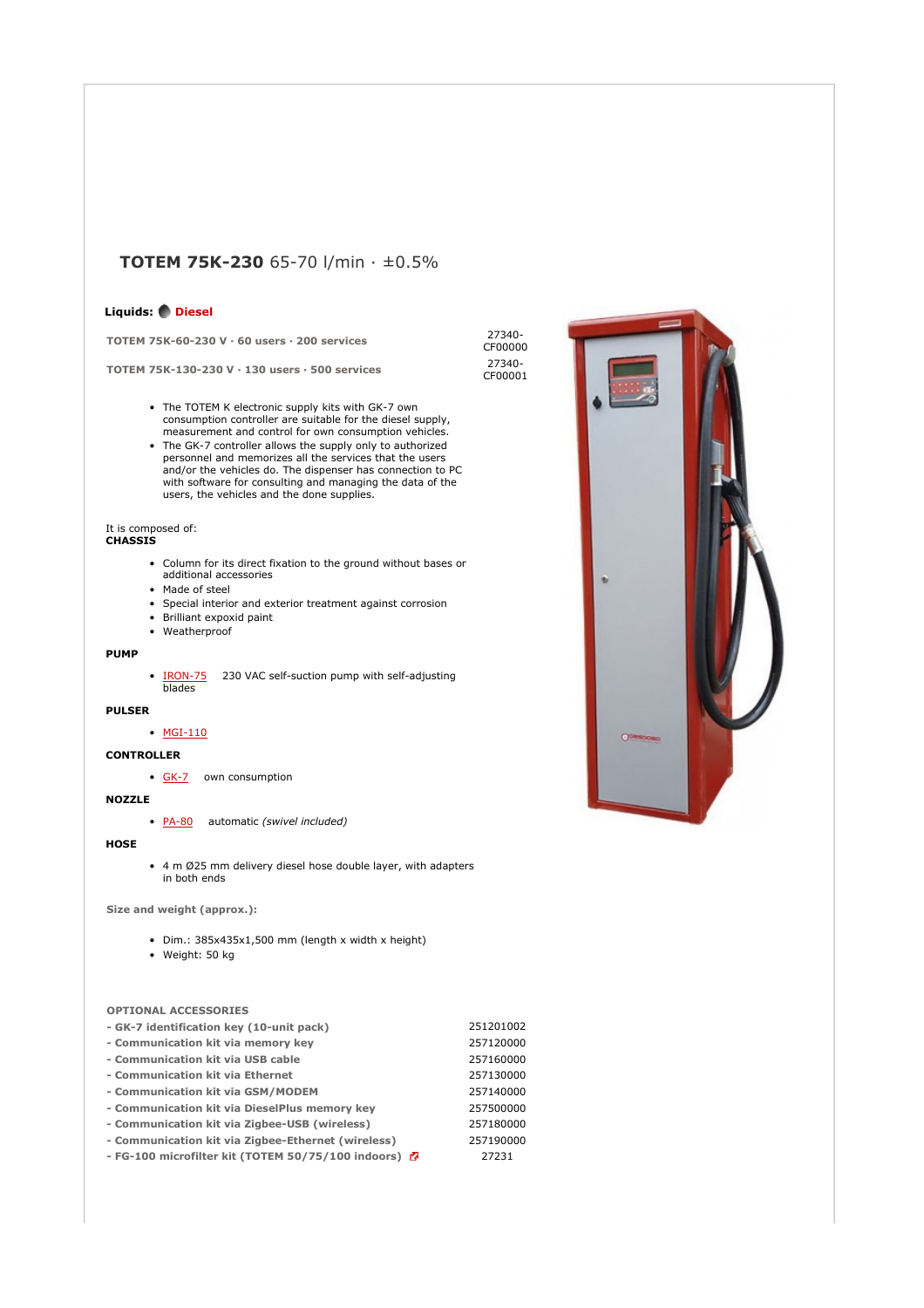# **TOTEM 75K-230** 65-70 l/min · ±0.5%

**Liquids:** **Diesel**

| | |
|---|---|
| **TOTEM 75K-60-230 V · 60 users · 200 services** | 27340-CF00000 |
| **TOTEM 75K-130-230 V · 130 users · 500 services** | 27340-CF00001 |

- The TOTEM K electronic supply kits with GK-7 own consumption controller are suitable for the diesel supply, measurement and control for own consumption vehicles.
- The GK-7 controller allows the supply only to authorized personnel and memorizes all the services that the users and/or the vehicles do. The dispenser has connection to PC with software for consulting and managing the data of the users, the vehicles and the done supplies.

It is composed of:

**CHASSIS**

- Column for its direct fixation to the ground without bases or additional accessories
- Made of steel
- Special interior and exterior treatment against corrosion
- Brilliant expoxid paint
- Weatherproof

**PUMP**

- IRON-75 230 VAC self-suction pump with self-adjusting blades

**PULSER**

- MGI-110

**CONTROLLER**

- GK-7 own consumption

**NOZZLE**

- PA-80 automatic *(swivel included)*

**HOSE**

- 4 m Ø25 mm delivery diesel hose double layer, with adapters in both ends

**Size and weight (approx.):**

- Dim.: 385x435x1,500 mm (length x width x height)
- Weight: 50 kg

**OPTIONAL ACCESSORIES**

| | |
|---|---|
| **- GK-7 identification key (10-unit pack)** | 251201002 |
| **- Communication kit via memory key** | 257120000 |
| **- Communication kit via USB cable** | 257160000 |
| **- Communication kit via Ethernet** | 257130000 |
| **- Communication kit via GSM/MODEM** | 257140000 |
| **- Communication kit via DieselPlus memory key** | 257500000 |
| **- Communication kit via Zigbee-USB (wireless)** | 257180000 |
| **- Communication kit via Zigbee-Ethernet (wireless)** | 257190000 |
| **- FG-100 microfilter kit (TOTEM 50/75/100 indoors)** | 27231 |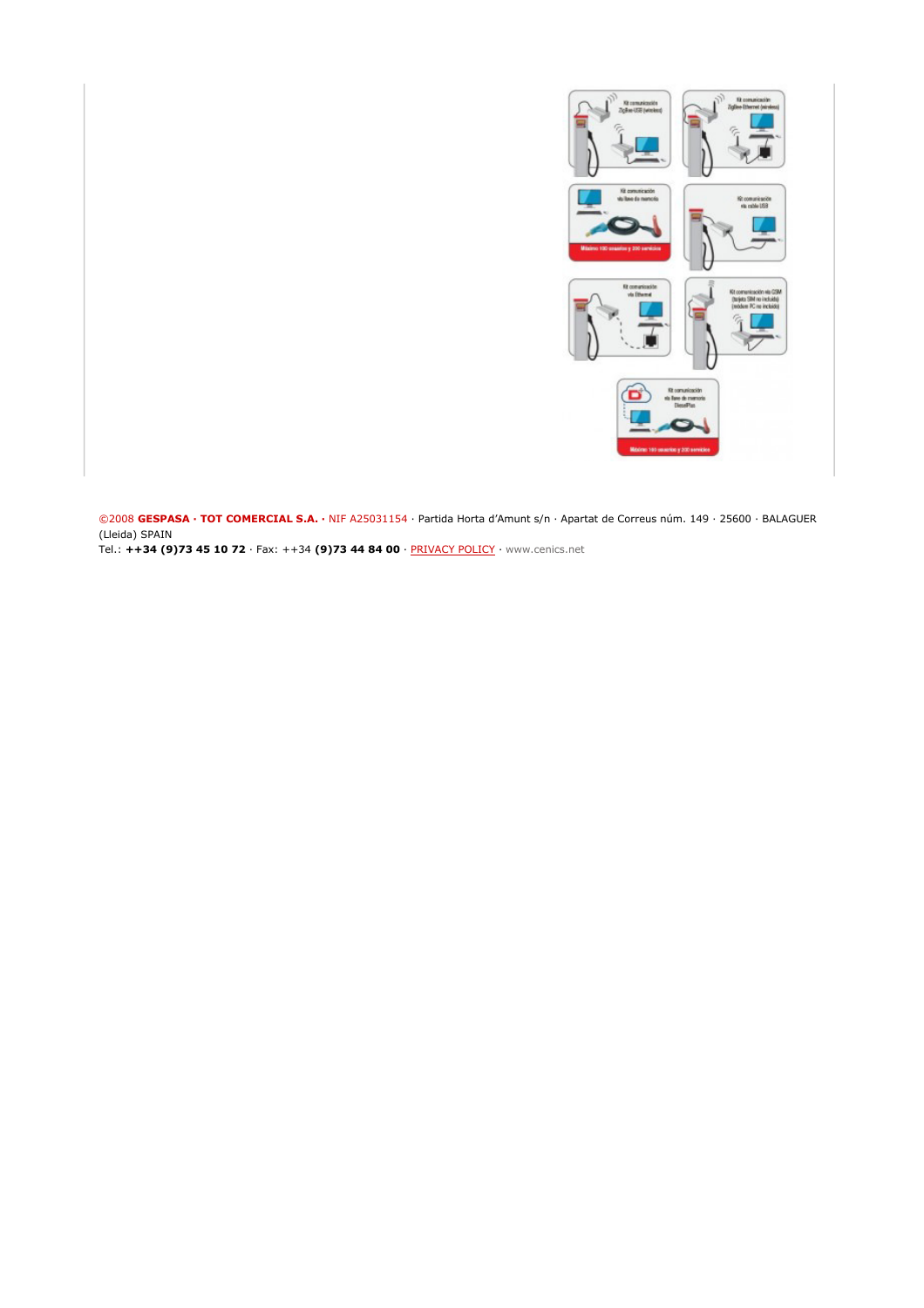©2008 **GESPASA · TOT COMERCIAL S.A. ·** NIF A25031154 · Partida Horta d'Amunt s/n · Apartat de Correus núm. 149 · 25600 · BALAGUER (Lleida) SPAIN
Tel.: **++34 (9)73 45 10 72** · Fax: ++34 **(9)73 44 84 00** · PRIVACY POLICY · www.cenics.net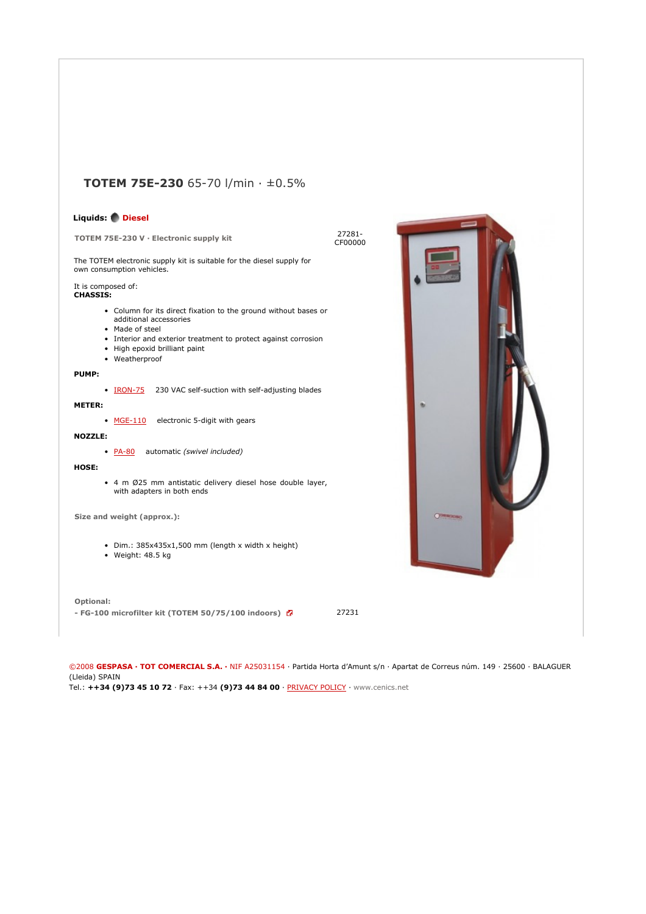## **TOTEM 75E-230** 65-70 l/min · ±0.5%

**Liquids:** **Diesel**

**TOTEM 75E-230 V · Electronic supply kit** 27281-CF00000

The TOTEM electronic supply kit is suitable for the diesel supply for own consumption vehicles.

It is composed of:
**CHASSIS:**

- Column for its direct fixation to the ground without bases or additional accessories
- Made of steel
- Interior and exterior treatment to protect against corrosion
- High epoxid brilliant paint
- Weatherproof

**PUMP:**

- IRON-75 230 VAC self-suction with self-adjusting blades

**METER:**

- MGE-110 electronic 5-digit with gears

**NOZZLE:**

- PA-80 automatic *(swivel included)*

**HOSE:**

- 4 m Ø25 mm antistatic delivery diesel hose double layer, with adapters in both ends

**Size and weight (approx.):**

- Dim.: 385x435x1,500 mm (length x width x height)
- Weight: 48.5 kg

**Optional:**
**- FG-100 microfilter kit (TOTEM 50/75/100 indoors)** 27231

©2008 **GESPASA · TOT COMERCIAL S.A.** · NIF A25031154 · Partida Horta d'Amunt s/n · Apartat de Correus núm. 149 · 25600 · BALAGUER (Lleida) SPAIN
Tel.: **++34 (9)73 45 10 72** · Fax: ++34 **(9)73 44 84 00** · PRIVACY POLICY · www.cenics.net